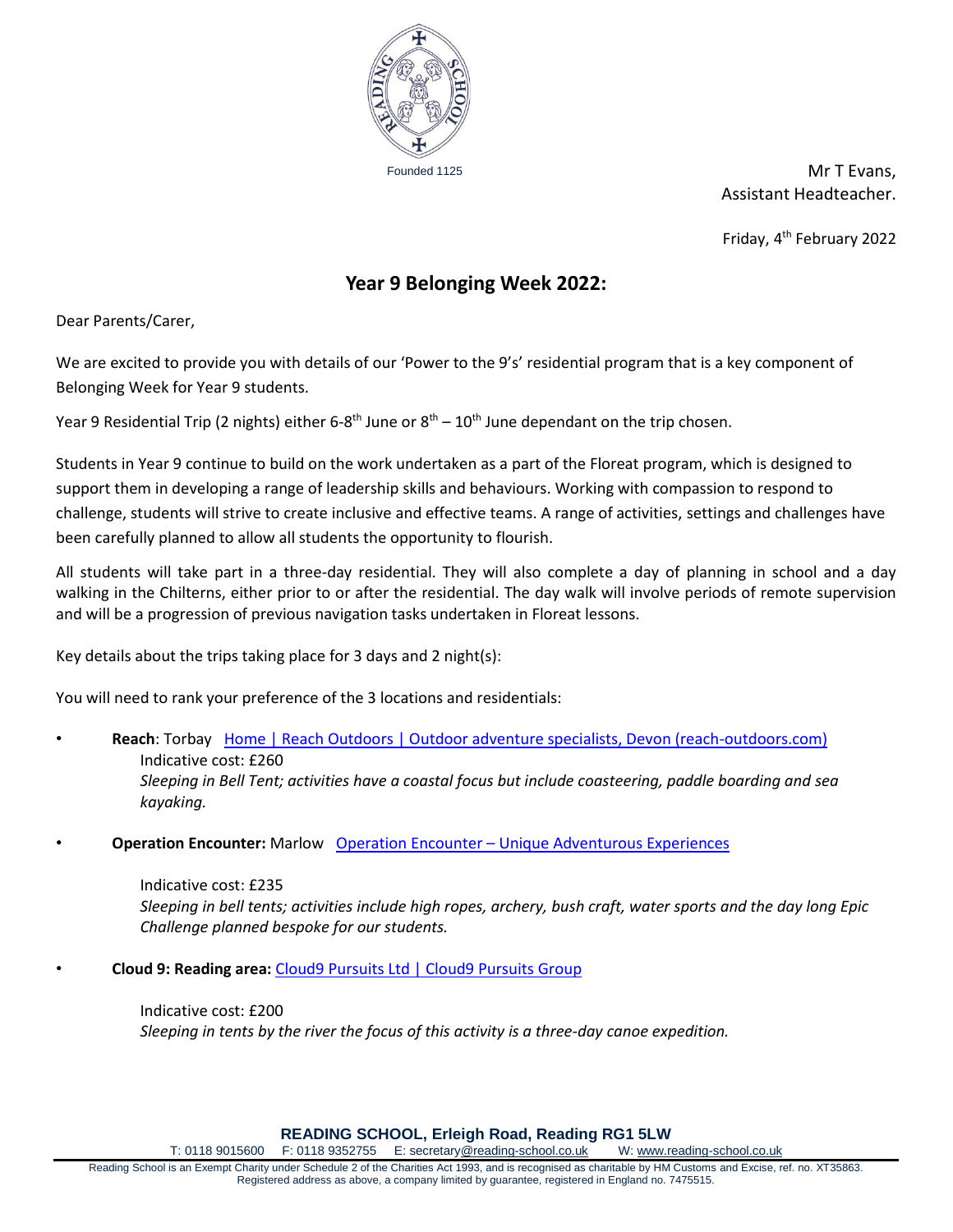Founded 1125

Mr T Evans,
Assistant Headteacher.

Friday, 4th February 2022

## Year 9 Belonging Week 2022:

Dear Parents/Carer,

We are excited to provide you with details of our 'Power to the 9's' residential program that is a key component of Belonging Week for Year 9 students.

Year 9 Residential Trip (2 nights) either 6-8th June or 8th – 10th June dependant on the trip chosen.

Students in Year 9 continue to build on the work undertaken as a part of the Floreat program, which is designed to support them in developing a range of leadership skills and behaviours. Working with compassion to respond to challenge, students will strive to create inclusive and effective teams. A range of activities, settings and challenges have been carefully planned to allow all students the opportunity to flourish.

All students will take part in a three-day residential. They will also complete a day of planning in school and a day walking in the Chilterns, either prior to or after the residential. The day walk will involve periods of remote supervision and will be a progression of previous navigation tasks undertaken in Floreat lessons.

Key details about the trips taking place for 3 days and 2 night(s):

You will need to rank your preference of the 3 locations and residentials:

- **Reach**: Torbay   Home | Reach Outdoors | Outdoor adventure specialists, Devon (reach-outdoors.com)
  Indicative cost: £260
  *Sleeping in Bell Tent; activities have a coastal focus but include coasteering, paddle boarding and sea kayaking.*

- **Operation Encounter:** Marlow   Operation Encounter – Unique Adventurous Experiences

  Indicative cost: £235
  *Sleeping in bell tents; activities include high ropes, archery, bush craft, water sports and the day long Epic Challenge planned bespoke for our students.*

- **Cloud 9: Reading area:** Cloud9 Pursuits Ltd | Cloud9 Pursuits Group

  Indicative cost: £200
  *Sleeping in tents by the river the focus of this activity is a three-day canoe expedition.*

**READING SCHOOL, Erleigh Road, Reading RG1 5LW**
T: 0118 9015600   F: 0118 9352755   E: secretary@reading-school.co.uk   W: www.reading-school.co.uk

Reading School is an Exempt Charity under Schedule 2 of the Charities Act 1993, and is recognised as charitable by HM Customs and Excise, ref. no. XT35863. Registered address as above, a company limited by guarantee, registered in England no. 7475515.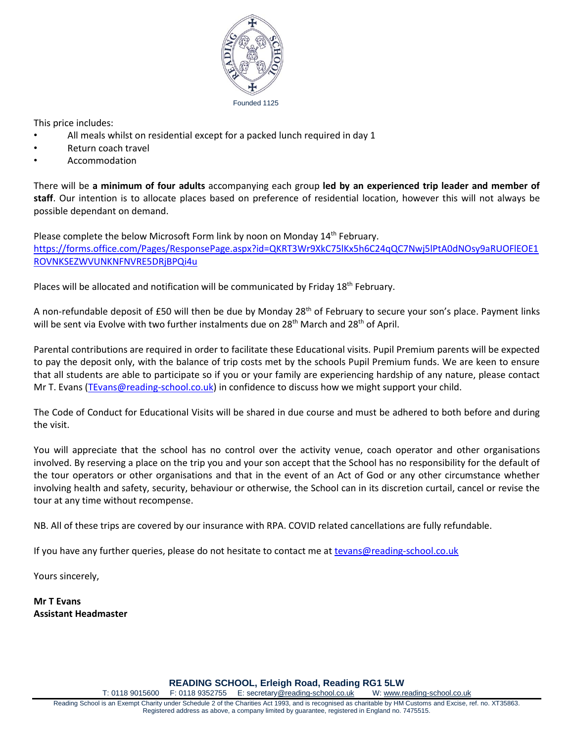Founded 1125

This price includes:

- All meals whilst on residential except for a packed lunch required in day 1
- Return coach travel
- Accommodation

There will be **a minimum of four adults** accompanying each group **led by an experienced trip leader and member of staff**. Our intention is to allocate places based on preference of residential location, however this will not always be possible dependant on demand.

Please complete the below Microsoft Form link by noon on Monday 14th February.
https://forms.office.com/Pages/ResponsePage.aspx?id=QKRT3Wr9XkC75lKx5h6C24qQC7Nwj5lPtA0dNOsy9aRUOFlEOE1ROVNKSEZWVUNKNFNVRE5DRjBPQi4u

Places will be allocated and notification will be communicated by Friday 18th February.

A non-refundable deposit of £50 will then be due by Monday 28th of February to secure your son's place. Payment links will be sent via Evolve with two further instalments due on 28th March and 28th of April.

Parental contributions are required in order to facilitate these Educational visits. Pupil Premium parents will be expected to pay the deposit only, with the balance of trip costs met by the schools Pupil Premium funds. We are keen to ensure that all students are able to participate so if you or your family are experiencing hardship of any nature, please contact Mr T. Evans (TEvans@reading-school.co.uk) in confidence to discuss how we might support your child.

The Code of Conduct for Educational Visits will be shared in due course and must be adhered to both before and during the visit.

You will appreciate that the school has no control over the activity venue, coach operator and other organisations involved. By reserving a place on the trip you and your son accept that the School has no responsibility for the default of the tour operators or other organisations and that in the event of an Act of God or any other circumstance whether involving health and safety, security, behaviour or otherwise, the School can in its discretion curtail, cancel or revise the tour at any time without recompense.

NB. All of these trips are covered by our insurance with RPA. COVID related cancellations are fully refundable.

If you have any further queries, please do not hesitate to contact me at tevans@reading-school.co.uk

Yours sincerely,

**Mr T Evans**
**Assistant Headmaster**

**READING SCHOOL, Erleigh Road, Reading RG1 5LW**

T: 0118 9015600 F: 0118 9352755 E: secretary@reading-school.co.uk W: www.reading-school.co.uk

Reading School is an Exempt Charity under Schedule 2 of the Charities Act 1993, and is recognised as charitable by HM Customs and Excise, ref. no. XT35863. Registered address as above, a company limited by guarantee, registered in England no. 7475515.